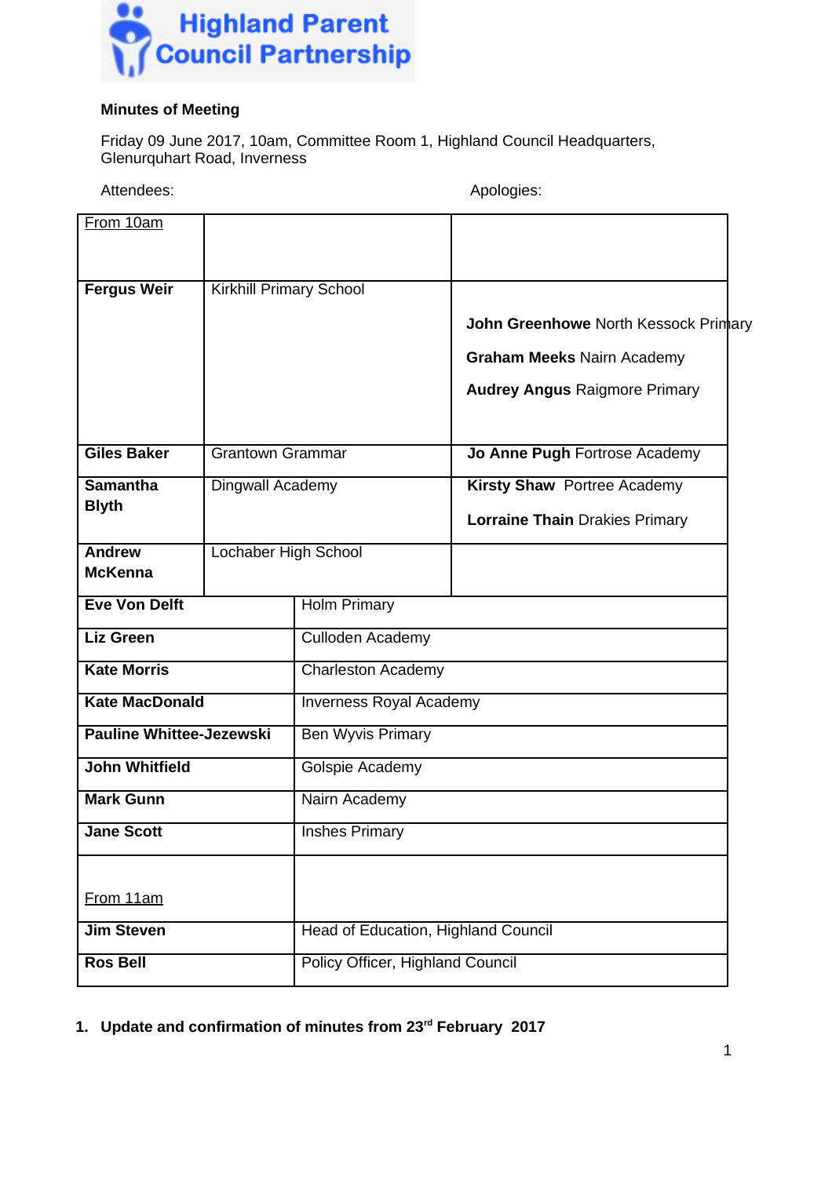Highland Parent Council Partnership

**Minutes of Meeting**

Friday 09 June 2017, 10am, Committee Room 1, Highland Council Headquarters, Glenurquhart Road, Inverness

Attendees: Apologies:

| From 10am | | |
|---|---|---|
| **Fergus Weir** | Kirkhill Primary School | **John Greenhowe** North Kessock Primary<br>**Graham Meeks** Nairn Academy<br>**Audrey Angus** Raigmore Primary |
| **Giles Baker** | Grantown Grammar | **Jo Anne Pugh** Fortrose Academy |
| **Samantha Blyth** | Dingwall Academy | **Kirsty Shaw** Portree Academy<br>**Lorraine Thain** Drakies Primary |
| **Andrew McKenna** | Lochaber High School | |
| **Eve Von Delft** | Holm Primary | |
| **Liz Green** | Culloden Academy | |
| **Kate Morris** | Charleston Academy | |
| **Kate MacDonald** | Inverness Royal Academy | |
| **Pauline Whittee-Jezewski** | Ben Wyvis Primary | |
| **John Whitfield** | Golspie Academy | |
| **Mark Gunn** | Nairn Academy | |
| **Jane Scott** | Inshes Primary | |
| From 11am | | |
| **Jim Steven** | Head of Education, Highland Council | |
| **Ros Bell** | Policy Officer, Highland Council | |

1. **Update and confirmation of minutes from 23rd February 2017**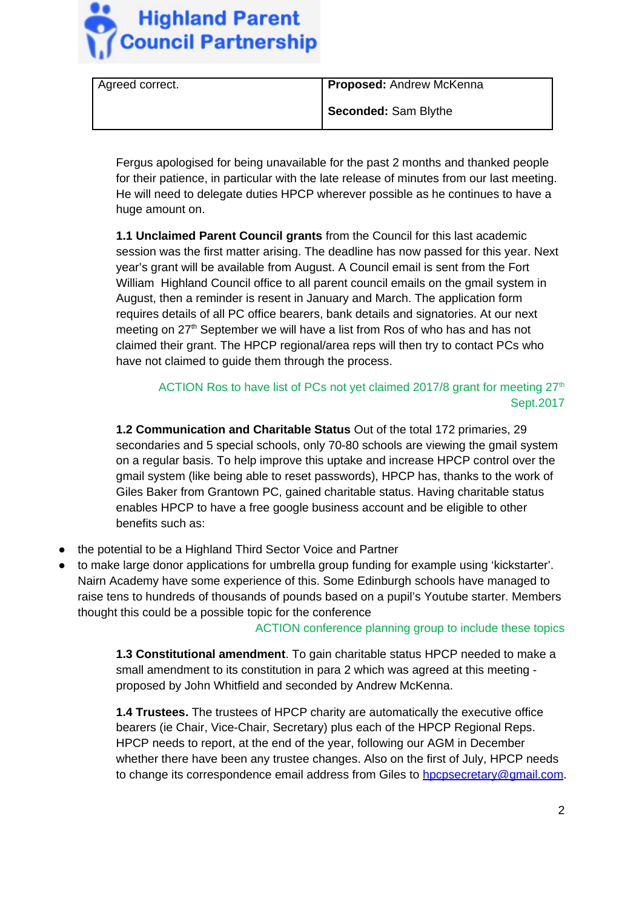| Agreed correct. | **Proposed:** Andrew McKenna<br><br>**Seconded:** Sam Blythe |
|---|---|

Fergus apologised for being unavailable for the past 2 months and thanked people for their patience, in particular with the late release of minutes from our last meeting. He will need to delegate duties HPCP wherever possible as he continues to have a huge amount on.

**1.1 Unclaimed Parent Council grants** from the Council for this last academic session was the first matter arising. The deadline has now passed for this year. Next year's grant will be available from August. A Council email is sent from the Fort William Highland Council office to all parent council emails on the gmail system in August, then a reminder is resent in January and March. The application form requires details of all PC office bearers, bank details and signatories. At our next meeting on 27th September we will have a list from Ros of who has and has not claimed their grant. The HPCP regional/area reps will then try to contact PCs who have not claimed to guide them through the process.

ACTION Ros to have list of PCs not yet claimed 2017/8 grant for meeting 27th Sept.2017

**1.2 Communication and Charitable Status** Out of the total 172 primaries, 29 secondaries and 5 special schools, only 70-80 schools are viewing the gmail system on a regular basis. To help improve this uptake and increase HPCP control over the gmail system (like being able to reset passwords), HPCP has, thanks to the work of Giles Baker from Grantown PC, gained charitable status. Having charitable status enables HPCP to have a free google business account and be eligible to other benefits such as:

- the potential to be a Highland Third Sector Voice and Partner
- to make large donor applications for umbrella group funding for example using 'kickstarter'. Nairn Academy have some experience of this. Some Edinburgh schools have managed to raise tens to hundreds of thousands of pounds based on a pupil's Youtube starter. Members thought this could be a possible topic for the conference

ACTION conference planning group to include these topics

**1.3 Constitutional amendment**. To gain charitable status HPCP needed to make a small amendment to its constitution in para 2 which was agreed at this meeting - proposed by John Whitfield and seconded by Andrew McKenna.

**1.4 Trustees.** The trustees of HPCP charity are automatically the executive office bearers (ie Chair, Vice-Chair, Secretary) plus each of the HPCP Regional Reps. HPCP needs to report, at the end of the year, following our AGM in December whether there have been any trustee changes. Also on the first of July, HPCP needs to change its correspondence email address from Giles to hpcpsecretary@gmail.com.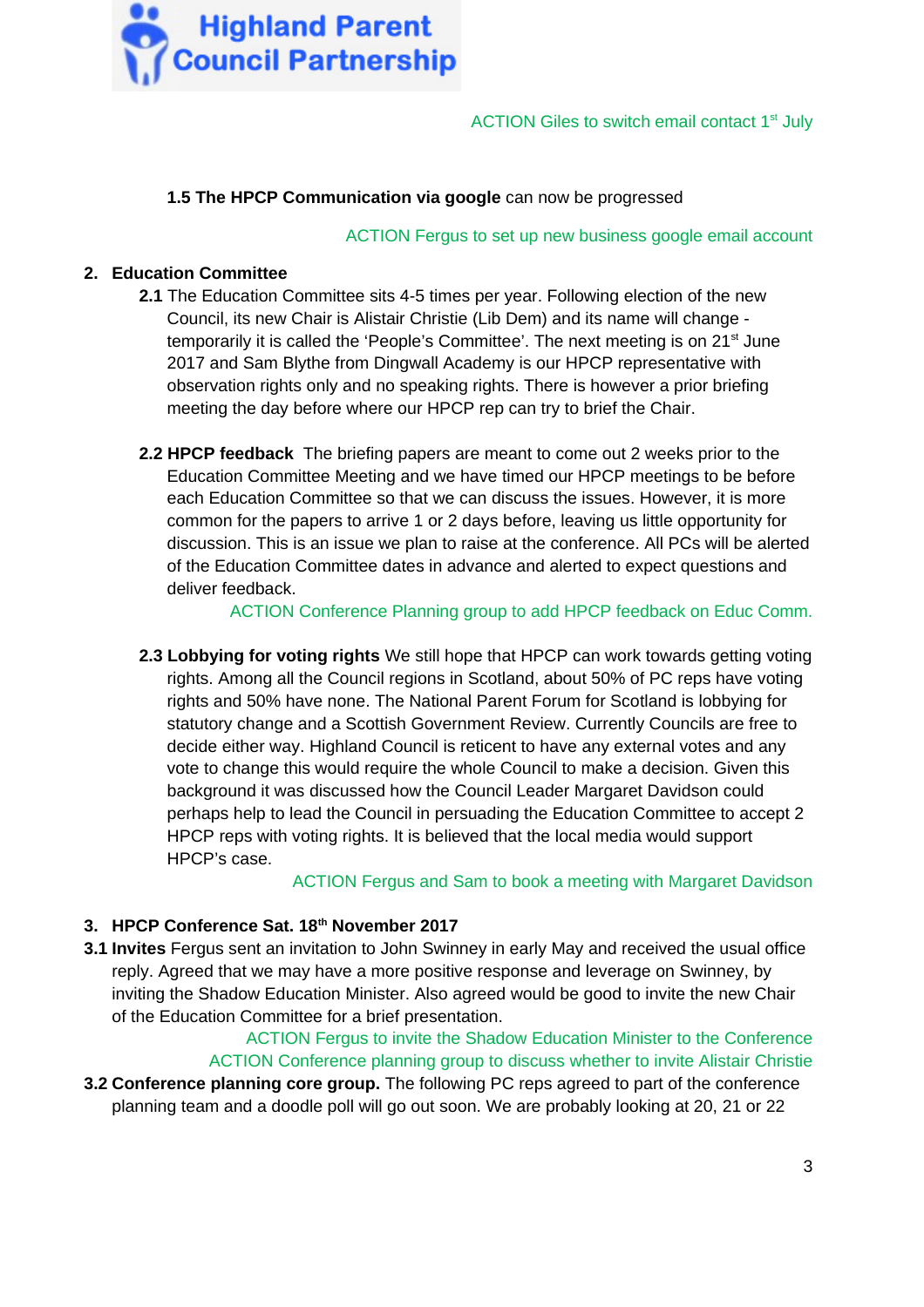ACTION Giles to switch email contact 1st July

**1.5 The HPCP Communication via google** can now be progressed

ACTION Fergus to set up new business google email account

## 2. Education Committee

**2.1** The Education Committee sits 4-5 times per year. Following election of the new Council, its new Chair is Alistair Christie (Lib Dem) and its name will change - temporarily it is called the 'People's Committee'. The next meeting is on 21st June 2017 and Sam Blythe from Dingwall Academy is our HPCP representative with observation rights only and no speaking rights. There is however a prior briefing meeting the day before where our HPCP rep can try to brief the Chair.

**2.2 HPCP feedback** The briefing papers are meant to come out 2 weeks prior to the Education Committee Meeting and we have timed our HPCP meetings to be before each Education Committee so that we can discuss the issues. However, it is more common for the papers to arrive 1 or 2 days before, leaving us little opportunity for discussion. This is an issue we plan to raise at the conference. All PCs will be alerted of the Education Committee dates in advance and alerted to expect questions and deliver feedback.

ACTION Conference Planning group to add HPCP feedback on Educ Comm.

**2.3 Lobbying for voting rights** We still hope that HPCP can work towards getting voting rights. Among all the Council regions in Scotland, about 50% of PC reps have voting rights and 50% have none. The National Parent Forum for Scotland is lobbying for statutory change and a Scottish Government Review. Currently Councils are free to decide either way. Highland Council is reticent to have any external votes and any vote to change this would require the whole Council to make a decision. Given this background it was discussed how the Council Leader Margaret Davidson could perhaps help to lead the Council in persuading the Education Committee to accept 2 HPCP reps with voting rights. It is believed that the local media would support HPCP's case.

ACTION Fergus and Sam to book a meeting with Margaret Davidson

## 3. HPCP Conference Sat. 18th November 2017

**3.1 Invites** Fergus sent an invitation to John Swinney in early May and received the usual office reply. Agreed that we may have a more positive response and leverage on Swinney, by inviting the Shadow Education Minister. Also agreed would be good to invite the new Chair of the Education Committee for a brief presentation.

ACTION Fergus to invite the Shadow Education Minister to the Conference

ACTION Conference planning group to discuss whether to invite Alistair Christie

**3.2 Conference planning core group.** The following PC reps agreed to part of the conference planning team and a doodle poll will go out soon. We are probably looking at 20, 21 or 22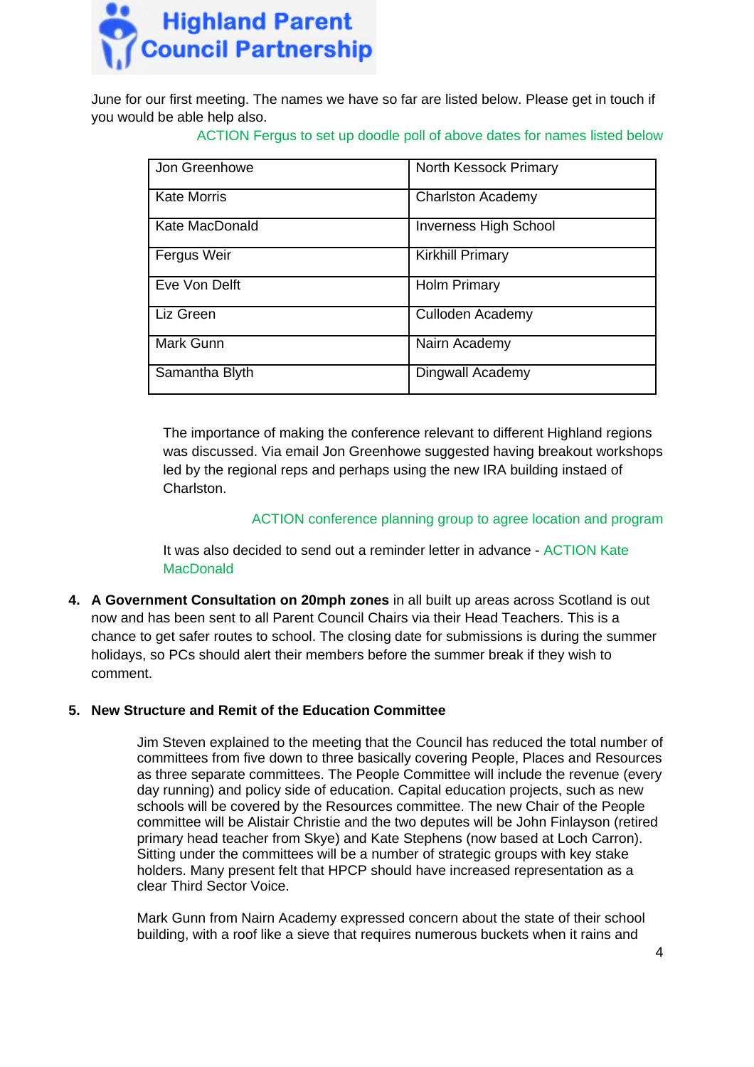June for our first meeting. The names we have so far are listed below. Please get in touch if you would be able help also.

ACTION Fergus to set up doodle poll of above dates for names listed below

| | |
|---|---|
| Jon Greenhowe | North Kessock Primary |
| Kate Morris | Charlston Academy |
| Kate MacDonald | Inverness High School |
| Fergus Weir | Kirkhill Primary |
| Eve Von Delft | Holm Primary |
| Liz Green | Culloden Academy |
| Mark Gunn | Nairn Academy |
| Samantha Blyth | Dingwall Academy |

The importance of making the conference relevant to different Highland regions was discussed. Via email Jon Greenhowe suggested having breakout workshops led by the regional reps and perhaps using the new IRA building instaed of Charlston.

ACTION conference planning group to agree location and program

It was also decided to send out a reminder letter in advance - ACTION Kate MacDonald

4. **A Government Consultation on 20mph zones** in all built up areas across Scotland is out now and has been sent to all Parent Council Chairs via their Head Teachers. This is a chance to get safer routes to school. The closing date for submissions is during the summer holidays, so PCs should alert their members before the summer break if they wish to comment.

5. **New Structure and Remit of the Education Committee**

Jim Steven explained to the meeting that the Council has reduced the total number of committees from five down to three basically covering People, Places and Resources as three separate committees. The People Committee will include the revenue (every day running) and policy side of education. Capital education projects, such as new schools will be covered by the Resources committee. The new Chair of the People committee will be Alistair Christie and the two deputes will be John Finlayson (retired primary head teacher from Skye) and Kate Stephens (now based at Loch Carron). Sitting under the committees will be a number of strategic groups with key stake holders. Many present felt that HPCP should have increased representation as a clear Third Sector Voice.

Mark Gunn from Nairn Academy expressed concern about the state of their school building, with a roof like a sieve that requires numerous buckets when it rains and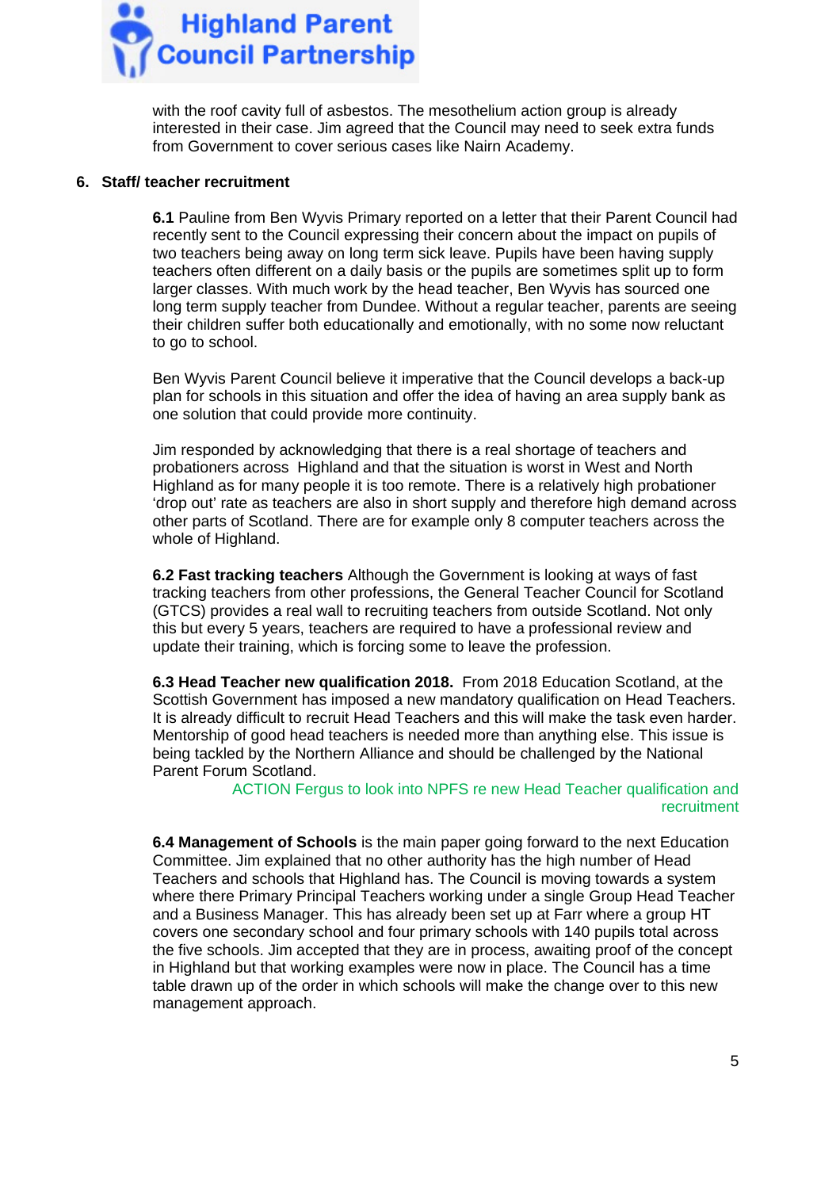with the roof cavity full of asbestos. The mesothelium action group is already interested in their case. Jim agreed that the Council may need to seek extra funds from Government to cover serious cases like Nairn Academy.

## 6. Staff/ teacher recruitment

**6.1** Pauline from Ben Wyvis Primary reported on a letter that their Parent Council had recently sent to the Council expressing their concern about the impact on pupils of two teachers being away on long term sick leave. Pupils have been having supply teachers often different on a daily basis or the pupils are sometimes split up to form larger classes. With much work by the head teacher, Ben Wyvis has sourced one long term supply teacher from Dundee. Without a regular teacher, parents are seeing their children suffer both educationally and emotionally, with no some now reluctant to go to school.

Ben Wyvis Parent Council believe it imperative that the Council develops a back-up plan for schools in this situation and offer the idea of having an area supply bank as one solution that could provide more continuity.

Jim responded by acknowledging that there is a real shortage of teachers and probationers across Highland and that the situation is worst in West and North Highland as for many people it is too remote. There is a relatively high probationer 'drop out' rate as teachers are also in short supply and therefore high demand across other parts of Scotland. There are for example only 8 computer teachers across the whole of Highland.

**6.2 Fast tracking teachers** Although the Government is looking at ways of fast tracking teachers from other professions, the General Teacher Council for Scotland (GTCS) provides a real wall to recruiting teachers from outside Scotland. Not only this but every 5 years, teachers are required to have a professional review and update their training, which is forcing some to leave the profession.

**6.3 Head Teacher new qualification 2018.** From 2018 Education Scotland, at the Scottish Government has imposed a new mandatory qualification on Head Teachers. It is already difficult to recruit Head Teachers and this will make the task even harder. Mentorship of good head teachers is needed more than anything else. This issue is being tackled by the Northern Alliance and should be challenged by the National Parent Forum Scotland.

ACTION Fergus to look into NPFS re new Head Teacher qualification and recruitment

**6.4 Management of Schools** is the main paper going forward to the next Education Committee. Jim explained that no other authority has the high number of Head Teachers and schools that Highland has. The Council is moving towards a system where there Primary Principal Teachers working under a single Group Head Teacher and a Business Manager. This has already been set up at Farr where a group HT covers one secondary school and four primary schools with 140 pupils total across the five schools. Jim accepted that they are in process, awaiting proof of the concept in Highland but that working examples were now in place. The Council has a time table drawn up of the order in which schools will make the change over to this new management approach.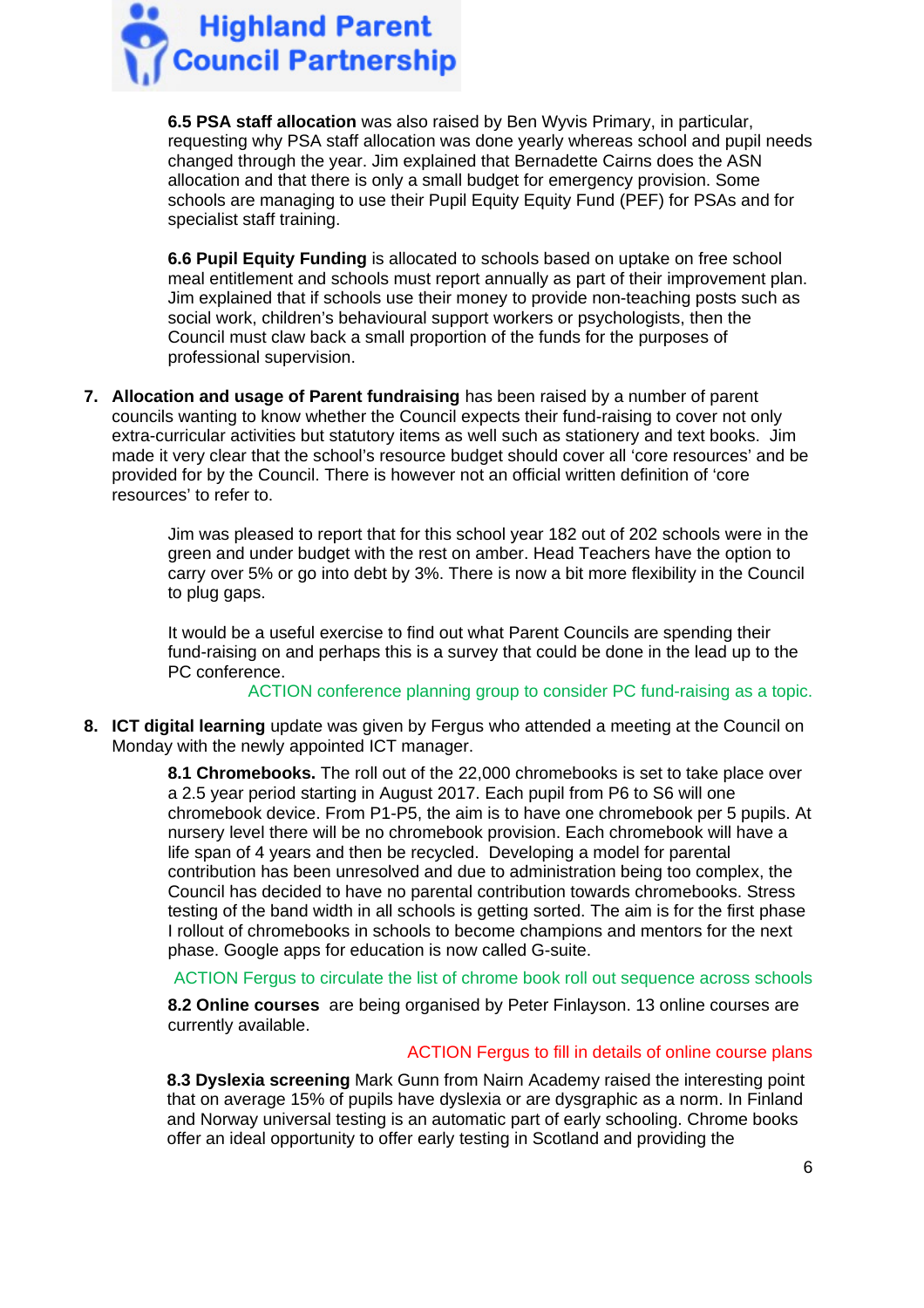**6.5 PSA staff allocation** was also raised by Ben Wyvis Primary, in particular, requesting why PSA staff allocation was done yearly whereas school and pupil needs changed through the year. Jim explained that Bernadette Cairns does the ASN allocation and that there is only a small budget for emergency provision. Some schools are managing to use their Pupil Equity Equity Fund (PEF) for PSAs and for specialist staff training.

**6.6 Pupil Equity Funding** is allocated to schools based on uptake on free school meal entitlement and schools must report annually as part of their improvement plan. Jim explained that if schools use their money to provide non-teaching posts such as social work, children's behavioural support workers or psychologists, then the Council must claw back a small proportion of the funds for the purposes of professional supervision.

7. **Allocation and usage of Parent fundraising** has been raised by a number of parent councils wanting to know whether the Council expects their fund-raising to cover not only extra-curricular activities but statutory items as well such as stationery and text books. Jim made it very clear that the school's resource budget should cover all 'core resources' and be provided for by the Council. There is however not an official written definition of 'core resources' to refer to.

   Jim was pleased to report that for this school year 182 out of 202 schools were in the green and under budget with the rest on amber. Head Teachers have the option to carry over 5% or go into debt by 3%. There is now a bit more flexibility in the Council to plug gaps.

   It would be a useful exercise to find out what Parent Councils are spending their fund-raising on and perhaps this is a survey that could be done in the lead up to the PC conference.

   ACTION conference planning group to consider PC fund-raising as a topic.

8. **ICT digital learning** update was given by Fergus who attended a meeting at the Council on Monday with the newly appointed ICT manager.

   **8.1 Chromebooks.** The roll out of the 22,000 chromebooks is set to take place over a 2.5 year period starting in August 2017. Each pupil from P6 to S6 will one chromebook device. From P1-P5, the aim is to have one chromebook per 5 pupils. At nursery level there will be no chromebook provision. Each chromebook will have a life span of 4 years and then be recycled. Developing a model for parental contribution has been unresolved and due to administration being too complex, the Council has decided to have no parental contribution towards chromebooks. Stress testing of the band width in all schools is getting sorted. The aim is for the first phase I rollout of chromebooks in schools to become champions and mentors for the next phase. Google apps for education is now called G-suite.

   ACTION Fergus to circulate the list of chrome book roll out sequence across schools

   **8.2 Online courses** are being organised by Peter Finlayson. 13 online courses are currently available.

   ACTION Fergus to fill in details of online course plans

   **8.3 Dyslexia screening** Mark Gunn from Nairn Academy raised the interesting point that on average 15% of pupils have dyslexia or are dysgraphic as a norm. In Finland and Norway universal testing is an automatic part of early schooling. Chrome books offer an ideal opportunity to offer early testing in Scotland and providing the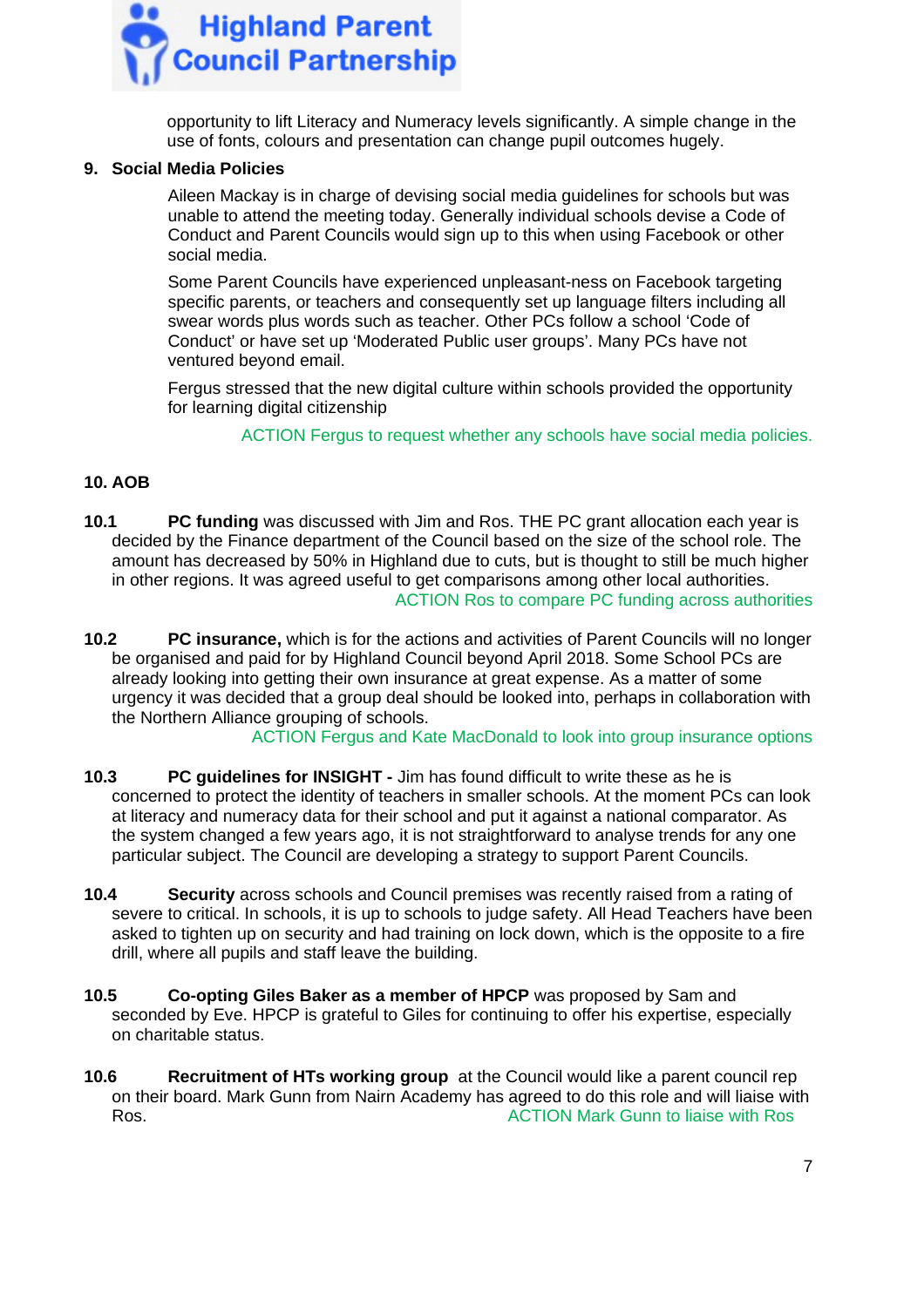opportunity to lift Literacy and Numeracy levels significantly. A simple change in the use of fonts, colours and presentation can change pupil outcomes hugely.

## 9. Social Media Policies

Aileen Mackay is in charge of devising social media guidelines for schools but was unable to attend the meeting today. Generally individual schools devise a Code of Conduct and Parent Councils would sign up to this when using Facebook or other social media.

Some Parent Councils have experienced unpleasant-ness on Facebook targeting specific parents, or teachers and consequently set up language filters including all swear words plus words such as teacher. Other PCs follow a school 'Code of Conduct' or have set up 'Moderated Public user groups'. Many PCs have not ventured beyond email.

Fergus stressed that the new digital culture within schools provided the opportunity for learning digital citizenship

ACTION Fergus to request whether any schools have social media policies.

## 10. AOB

**10.1** **PC funding** was discussed with Jim and Ros. THE PC grant allocation each year is decided by the Finance department of the Council based on the size of the school role. The amount has decreased by 50% in Highland due to cuts, but is thought to still be much higher in other regions. It was agreed useful to get comparisons among other local authorities.

ACTION Ros to compare PC funding across authorities

**10.2** **PC insurance,** which is for the actions and activities of Parent Councils will no longer be organised and paid for by Highland Council beyond April 2018. Some School PCs are already looking into getting their own insurance at great expense. As a matter of some urgency it was decided that a group deal should be looked into, perhaps in collaboration with the Northern Alliance grouping of schools.

ACTION Fergus and Kate MacDonald to look into group insurance options

**10.3** **PC guidelines for INSIGHT -** Jim has found difficult to write these as he is concerned to protect the identity of teachers in smaller schools. At the moment PCs can look at literacy and numeracy data for their school and put it against a national comparator. As the system changed a few years ago, it is not straightforward to analyse trends for any one particular subject. The Council are developing a strategy to support Parent Councils.

**10.4** **Security** across schools and Council premises was recently raised from a rating of severe to critical. In schools, it is up to schools to judge safety. All Head Teachers have been asked to tighten up on security and had training on lock down, which is the opposite to a fire drill, where all pupils and staff leave the building.

**10.5** **Co-opting Giles Baker as a member of HPCP** was proposed by Sam and seconded by Eve. HPCP is grateful to Giles for continuing to offer his expertise, especially on charitable status.

**10.6** **Recruitment of HTs working group** at the Council would like a parent council rep on their board. Mark Gunn from Nairn Academy has agreed to do this role and will liaise with Ros.

ACTION Mark Gunn to liaise with Ros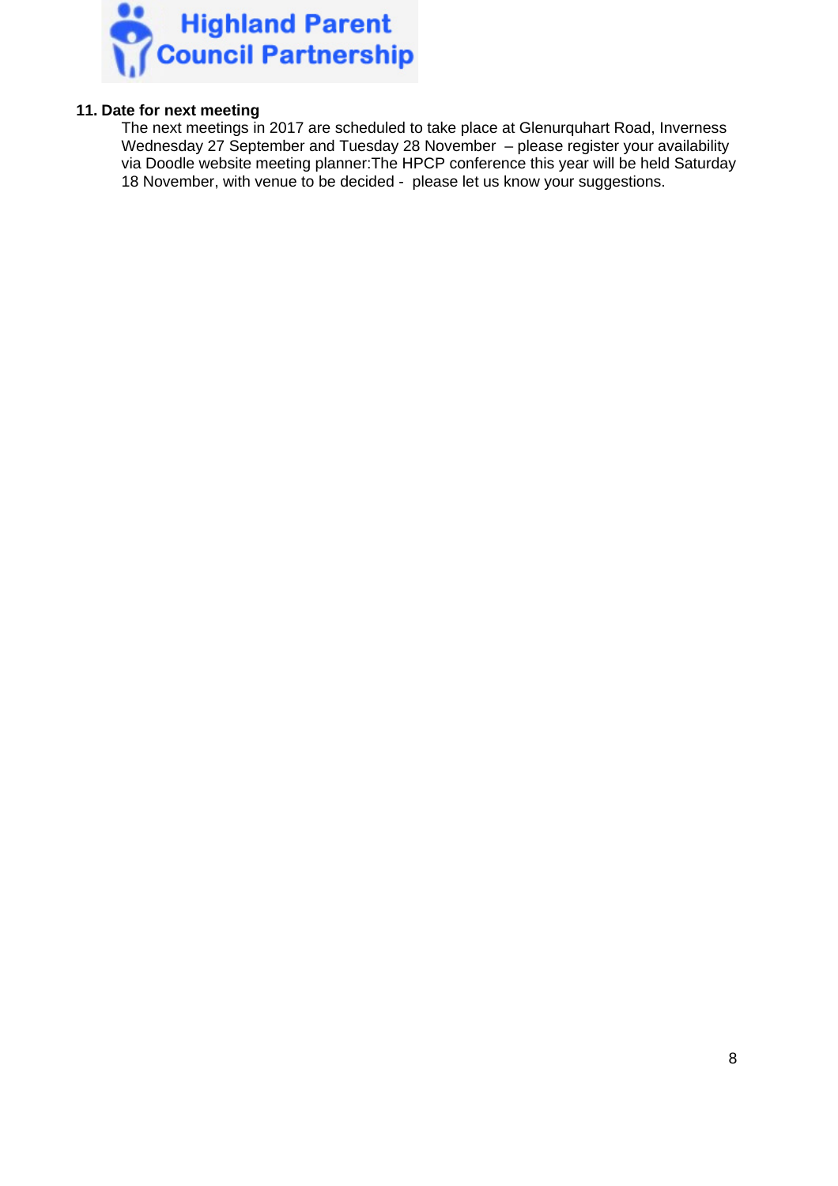**11. Date for next meeting**

The next meetings in 2017 are scheduled to take place at Glenurquhart Road, Inverness Wednesday 27 September and Tuesday 28 November – please register your availability via Doodle website meeting planner:The HPCP conference this year will be held Saturday 18 November, with venue to be decided - please let us know your suggestions.